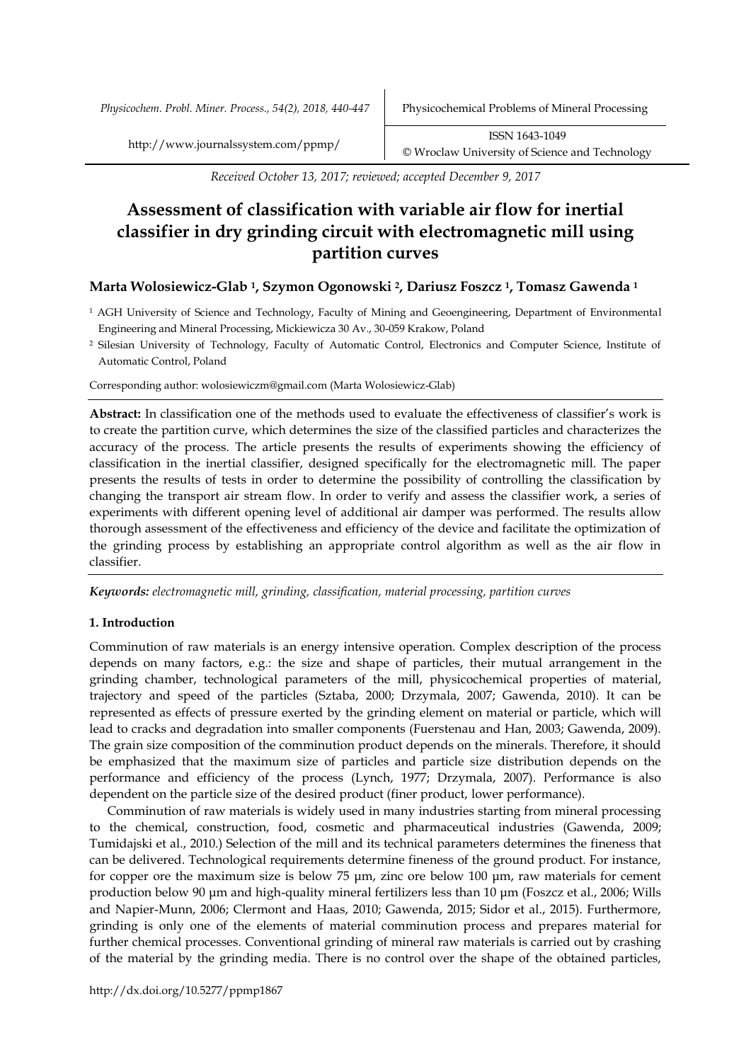*Received October 13, 2017; reviewed; accepted December 9, 2017*

# Assessment of classification with variable air flow for inertial classifier in dry grinding circuit with electromagnetic mill using partition curves

**Marta Wolosiewicz-Glab [1], Szymon Ogonowski [2], Dariusz Foszcz [1], Tomasz Gawenda [1]**

[1] AGH University of Science and Technology, Faculty of Mining and Geoengineering, Department of Environmental Engineering and Mineral Processing, Mickiewicza 30 Av., 30-059 Krakow, Poland

[2] Silesian University of Technology, Faculty of Automatic Control, Electronics and Computer Science, Institute of Automatic Control, Poland

Corresponding author: wolosiewiczm@gmail.com (Marta Wolosiewicz-Glab)

**Abstract:** In classification one of the methods used to evaluate the effectiveness of classifier's work is to create the partition curve, which determines the size of the classified particles and characterizes the accuracy of the process. The article presents the results of experiments showing the efficiency of classification in the inertial classifier, designed specifically for the electromagnetic mill. The paper presents the results of tests in order to determine the possibility of controlling the classification by changing the transport air stream flow. In order to verify and assess the classifier work, a series of experiments with different opening level of additional air damper was performed. The results allow thorough assessment of the effectiveness and efficiency of the device and facilitate the optimization of the grinding process by establishing an appropriate control algorithm as well as the air flow in classifier.

***Keywords:*** *electromagnetic mill, grinding, classification, material processing, partition curves*

## 1. Introduction

Comminution of raw materials is an energy intensive operation. Complex description of the process depends on many factors, e.g.: the size and shape of particles, their mutual arrangement in the grinding chamber, technological parameters of the mill, physicochemical properties of material, trajectory and speed of the particles (Sztaba, 2000; Drzymala, 2007; Gawenda, 2010). It can be represented as effects of pressure exerted by the grinding element on material or particle, which will lead to cracks and degradation into smaller components (Fuerstenau and Han, 2003; Gawenda, 2009). The grain size composition of the comminution product depends on the minerals. Therefore, it should be emphasized that the maximum size of particles and particle size distribution depends on the performance and efficiency of the process (Lynch, 1977; Drzymala, 2007). Performance is also dependent on the particle size of the desired product (finer product, lower performance).

Comminution of raw materials is widely used in many industries starting from mineral processing to the chemical, construction, food, cosmetic and pharmaceutical industries (Gawenda, 2009; Tumidajski et al., 2010.) Selection of the mill and its technical parameters determines the fineness that can be delivered. Technological requirements determine fineness of the ground product. For instance, for copper ore the maximum size is below 75 μm, zinc ore below 100 μm, raw materials for cement production below 90 μm and high-quality mineral fertilizers less than 10 μm (Foszcz et al., 2006; Wills and Napier-Munn, 2006; Clermont and Haas, 2010; Gawenda, 2015; Sidor et al., 2015). Furthermore, grinding is only one of the elements of material comminution process and prepares material for further chemical processes. Conventional grinding of mineral raw materials is carried out by crashing of the material by the grinding media. There is no control over the shape of the obtained particles,

http://dx.doi.org/10.5277/ppmp1867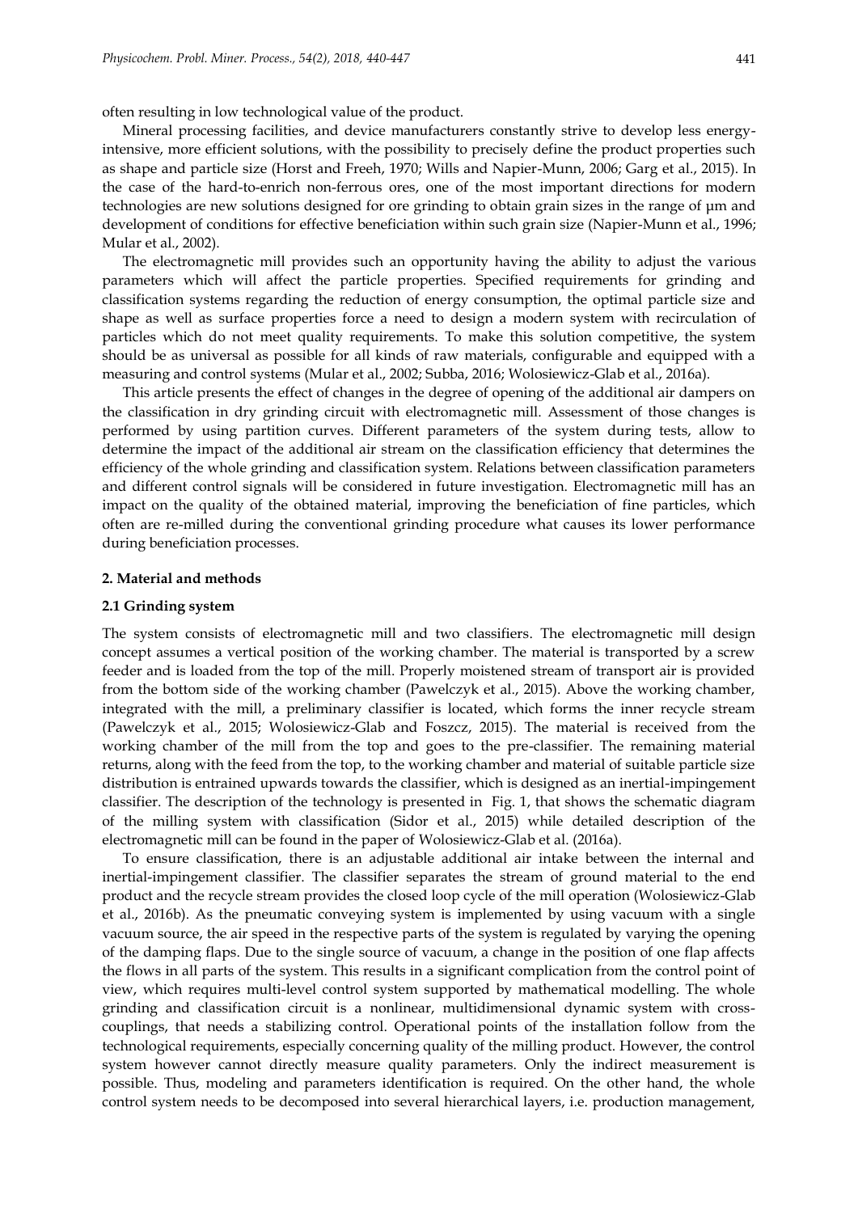often resulting in low technological value of the product.

Mineral processing facilities, and device manufacturers constantly strive to develop less energy-intensive, more efficient solutions, with the possibility to precisely define the product properties such as shape and particle size (Horst and Freeh, 1970; Wills and Napier-Munn, 2006; Garg et al., 2015). In the case of the hard-to-enrich non-ferrous ores, one of the most important directions for modern technologies are new solutions designed for ore grinding to obtain grain sizes in the range of µm and development of conditions for effective beneficiation within such grain size (Napier-Munn et al., 1996; Mular et al., 2002).

The electromagnetic mill provides such an opportunity having the ability to adjust the various parameters which will affect the particle properties. Specified requirements for grinding and classification systems regarding the reduction of energy consumption, the optimal particle size and shape as well as surface properties force a need to design a modern system with recirculation of particles which do not meet quality requirements. To make this solution competitive, the system should be as universal as possible for all kinds of raw materials, configurable and equipped with a measuring and control systems (Mular et al., 2002; Subba, 2016; Wolosiewicz-Glab et al., 2016a).

This article presents the effect of changes in the degree of opening of the additional air dampers on the classification in dry grinding circuit with electromagnetic mill. Assessment of those changes is performed by using partition curves. Different parameters of the system during tests, allow to determine the impact of the additional air stream on the classification efficiency that determines the efficiency of the whole grinding and classification system. Relations between classification parameters and different control signals will be considered in future investigation. Electromagnetic mill has an impact on the quality of the obtained material, improving the beneficiation of fine particles, which often are re-milled during the conventional grinding procedure what causes its lower performance during beneficiation processes.

## 2. Material and methods

### 2.1 Grinding system

The system consists of electromagnetic mill and two classifiers. The electromagnetic mill design concept assumes a vertical position of the working chamber. The material is transported by a screw feeder and is loaded from the top of the mill. Properly moistened stream of transport air is provided from the bottom side of the working chamber (Pawelczyk et al., 2015). Above the working chamber, integrated with the mill, a preliminary classifier is located, which forms the inner recycle stream (Pawelczyk et al., 2015; Wolosiewicz-Glab and Foszcz, 2015). The material is received from the working chamber of the mill from the top and goes to the pre-classifier. The remaining material returns, along with the feed from the top, to the working chamber and material of suitable particle size distribution is entrained upwards towards the classifier, which is designed as an inertial-impingement classifier. The description of the technology is presented in Fig. 1, that shows the schematic diagram of the milling system with classification (Sidor et al., 2015) while detailed description of the electromagnetic mill can be found in the paper of Wolosiewicz-Glab et al. (2016a).

To ensure classification, there is an adjustable additional air intake between the internal and inertial-impingement classifier. The classifier separates the stream of ground material to the end product and the recycle stream provides the closed loop cycle of the mill operation (Wolosiewicz-Glab et al., 2016b). As the pneumatic conveying system is implemented by using vacuum with a single vacuum source, the air speed in the respective parts of the system is regulated by varying the opening of the damping flaps. Due to the single source of vacuum, a change in the position of one flap affects the flows in all parts of the system. This results in a significant complication from the control point of view, which requires multi-level control system supported by mathematical modelling. The whole grinding and classification circuit is a nonlinear, multidimensional dynamic system with cross-couplings, that needs a stabilizing control. Operational points of the installation follow from the technological requirements, especially concerning quality of the milling product. However, the control system however cannot directly measure quality parameters. Only the indirect measurement is possible. Thus, modeling and parameters identification is required. On the other hand, the whole control system needs to be decomposed into several hierarchical layers, i.e. production management,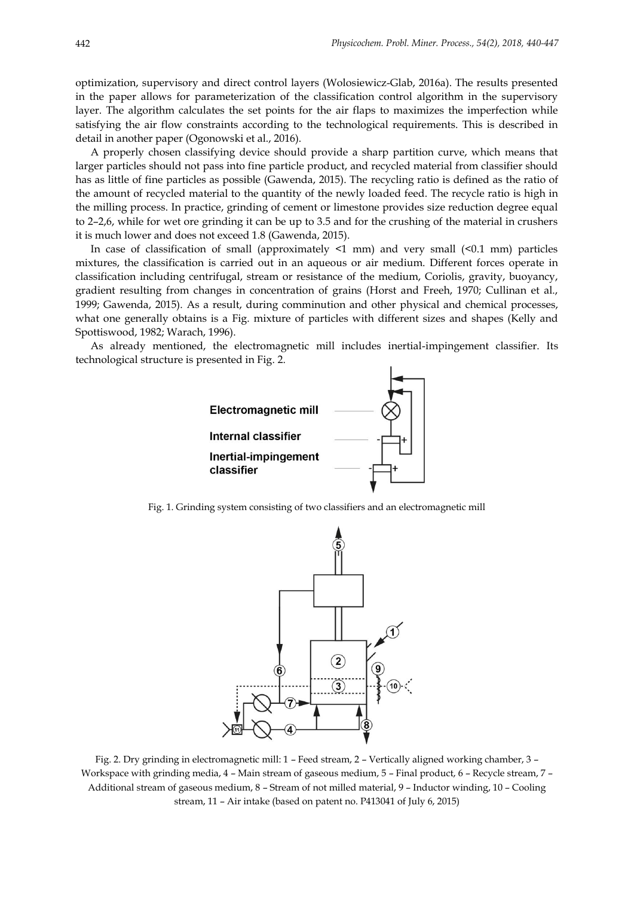optimization, supervisory and direct control layers (Wolosiewicz-Glab, 2016a). The results presented in the paper allows for parameterization of the classification control algorithm in the supervisory layer. The algorithm calculates the set points for the air flaps to maximizes the imperfection while satisfying the air flow constraints according to the technological requirements. This is described in detail in another paper (Ogonowski et al., 2016).

A properly chosen classifying device should provide a sharp partition curve, which means that larger particles should not pass into fine particle product, and recycled material from classifier should has as little of fine particles as possible (Gawenda, 2015). The recycling ratio is defined as the ratio of the amount of recycled material to the quantity of the newly loaded feed. The recycle ratio is high in the milling process. In practice, grinding of cement or limestone provides size reduction degree equal to 2–2,6, while for wet ore grinding it can be up to 3.5 and for the crushing of the material in crushers it is much lower and does not exceed 1.8 (Gawenda, 2015).

In case of classification of small (approximately <1 mm) and very small (<0.1 mm) particles mixtures, the classification is carried out in an aqueous or air medium. Different forces operate in classification including centrifugal, stream or resistance of the medium, Coriolis, gravity, buoyancy, gradient resulting from changes in concentration of grains (Horst and Freeh, 1970; Cullinan et al., 1999; Gawenda, 2015). As a result, during comminution and other physical and chemical processes, what one generally obtains is a Fig. mixture of particles with different sizes and shapes (Kelly and Spottiswood, 1982; Warach, 1996).

As already mentioned, the electromagnetic mill includes inertial-impingement classifier. Its technological structure is presented in Fig. 2.

Fig. 1. Grinding system consisting of two classifiers and an electromagnetic mill

Fig. 2. Dry grinding in electromagnetic mill: 1 – Feed stream, 2 – Vertically aligned working chamber, 3 – Workspace with grinding media, 4 – Main stream of gaseous medium, 5 – Final product, 6 – Recycle stream, 7 – Additional stream of gaseous medium, 8 – Stream of not milled material, 9 – Inductor winding, 10 – Cooling stream, 11 – Air intake (based on patent no. P413041 of July 6, 2015)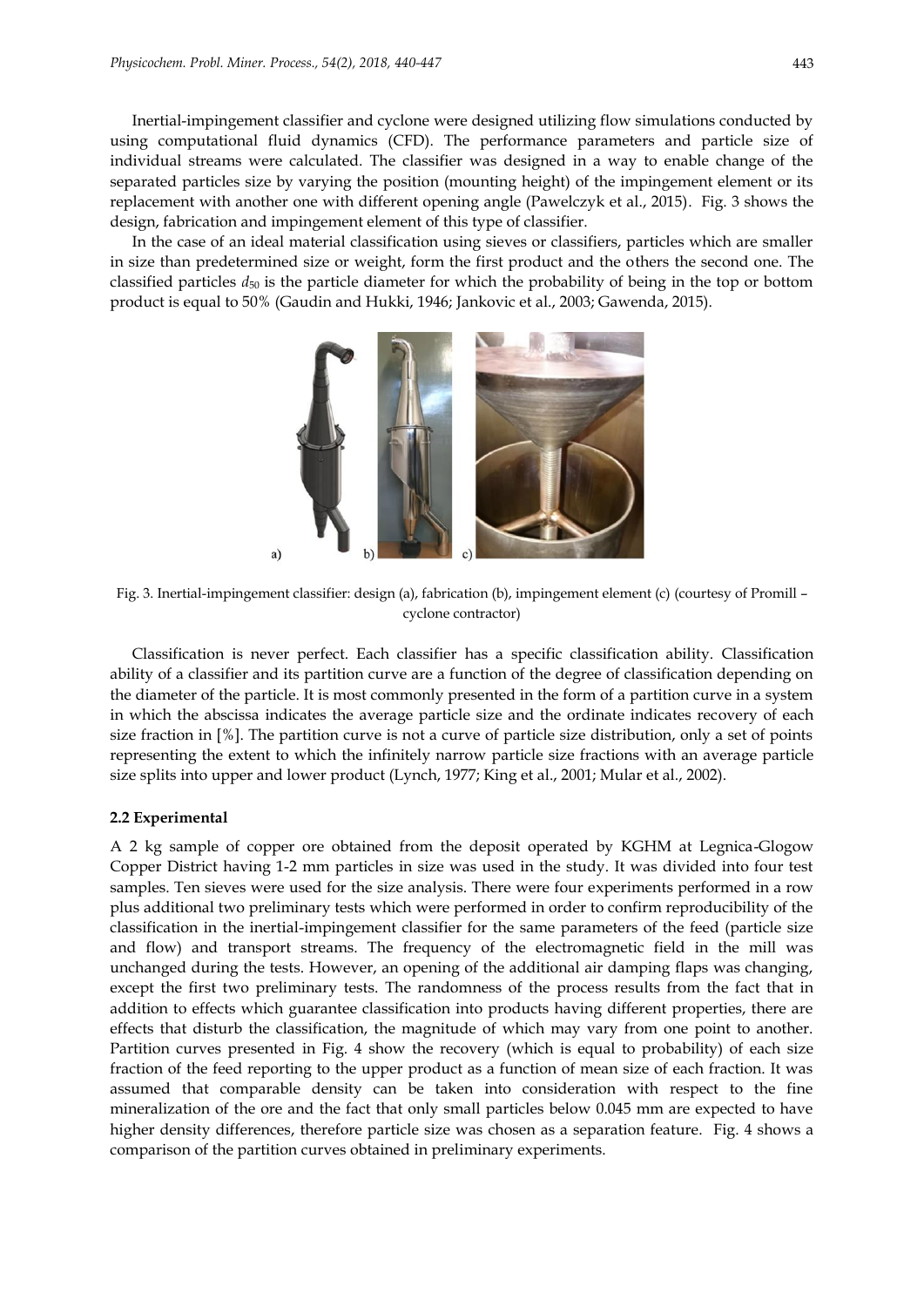Inertial-impingement classifier and cyclone were designed utilizing flow simulations conducted by using computational fluid dynamics (CFD). The performance parameters and particle size of individual streams were calculated. The classifier was designed in a way to enable change of the separated particles size by varying the position (mounting height) of the impingement element or its replacement with another one with different opening angle (Pawelczyk et al., 2015). Fig. 3 shows the design, fabrication and impingement element of this type of classifier.

In the case of an ideal material classification using sieves or classifiers, particles which are smaller in size than predetermined size or weight, form the first product and the others the second one. The classified particles $d_{50}$ is the particle diameter for which the probability of being in the top or bottom product is equal to 50% (Gaudin and Hukki, 1946; Jankovic et al., 2003; Gawenda, 2015).

Fig. 3. Inertial-impingement classifier: design (a), fabrication (b), impingement element (c) (courtesy of Promill – cyclone contractor)

Classification is never perfect. Each classifier has a specific classification ability. Classification ability of a classifier and its partition curve are a function of the degree of classification depending on the diameter of the particle. It is most commonly presented in the form of a partition curve in a system in which the abscissa indicates the average particle size and the ordinate indicates recovery of each size fraction in [%]. The partition curve is not a curve of particle size distribution, only a set of points representing the extent to which the infinitely narrow particle size fractions with an average particle size splits into upper and lower product (Lynch, 1977; King et al., 2001; Mular et al., 2002).

### 2.2 Experimental

A 2 kg sample of copper ore obtained from the deposit operated by KGHM at Legnica-Glogow Copper District having 1-2 mm particles in size was used in the study. It was divided into four test samples. Ten sieves were used for the size analysis. There were four experiments performed in a row plus additional two preliminary tests which were performed in order to confirm reproducibility of the classification in the inertial-impingement classifier for the same parameters of the feed (particle size and flow) and transport streams. The frequency of the electromagnetic field in the mill was unchanged during the tests. However, an opening of the additional air damping flaps was changing, except the first two preliminary tests. The randomness of the process results from the fact that in addition to effects which guarantee classification into products having different properties, there are effects that disturb the classification, the magnitude of which may vary from one point to another. Partition curves presented in Fig. 4 show the recovery (which is equal to probability) of each size fraction of the feed reporting to the upper product as a function of mean size of each fraction. It was assumed that comparable density can be taken into consideration with respect to the fine mineralization of the ore and the fact that only small particles below 0.045 mm are expected to have higher density differences, therefore particle size was chosen as a separation feature. Fig. 4 shows a comparison of the partition curves obtained in preliminary experiments.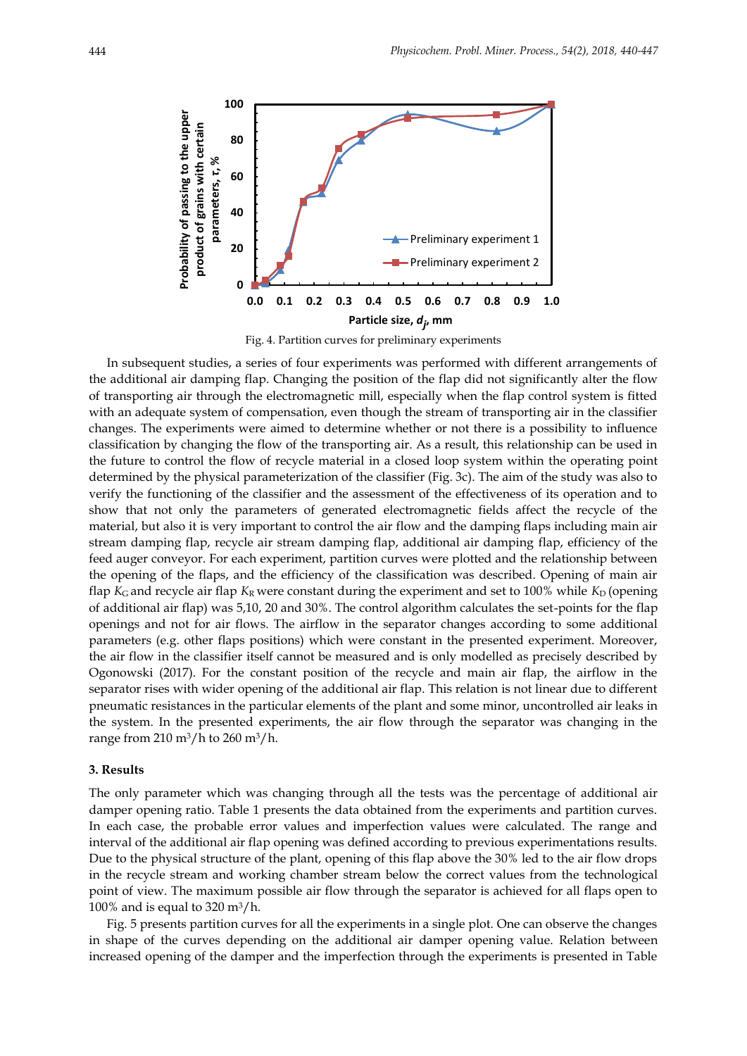Fig. 4. Partition curves for preliminary experiments

In subsequent studies, a series of four experiments was performed with different arrangements of the additional air damping flap. Changing the position of the flap did not significantly alter the flow of transporting air through the electromagnetic mill, especially when the flap control system is fitted with an adequate system of compensation, even though the stream of transporting air in the classifier changes. The experiments were aimed to determine whether or not there is a possibility to influence classification by changing the flow of the transporting air. As a result, this relationship can be used in the future to control the flow of recycle material in a closed loop system within the operating point determined by the physical parameterization of the classifier (Fig. 3c). The aim of the study was also to verify the functioning of the classifier and the assessment of the effectiveness of its operation and to show that not only the parameters of generated electromagnetic fields affect the recycle of the material, but also it is very important to control the air flow and the damping flaps including main air stream damping flap, recycle air stream damping flap, additional air damping flap, efficiency of the feed auger conveyor. For each experiment, partition curves were plotted and the relationship between the opening of the flaps, and the efficiency of the classification was described. Opening of main air flap $K_G$ and recycle air flap $K_R$ were constant during the experiment and set to 100% while $K_D$ (opening of additional air flap) was 5,10, 20 and 30%. The control algorithm calculates the set-points for the flap openings and not for air flows. The airflow in the separator changes according to some additional parameters (e.g. other flaps positions) which were constant in the presented experiment. Moreover, the air flow in the classifier itself cannot be measured and is only modelled as precisely described by Ogonowski (2017). For the constant position of the recycle and main air flap, the airflow in the separator rises with wider opening of the additional air flap. This relation is not linear due to different pneumatic resistances in the particular elements of the plant and some minor, uncontrolled air leaks in the system. In the presented experiments, the air flow through the separator was changing in the range from 210 $m^3/h$ to 260 $m^3/h$.

### 3. Results

The only parameter which was changing through all the tests was the percentage of additional air damper opening ratio. Table 1 presents the data obtained from the experiments and partition curves. In each case, the probable error values and imperfection values were calculated. The range and interval of the additional air flap opening was defined according to previous experimentations results. Due to the physical structure of the plant, opening of this flap above the 30% led to the air flow drops in the recycle stream and working chamber stream below the correct values from the technological point of view. The maximum possible air flow through the separator is achieved for all flaps open to 100% and is equal to 320 $m^3/h$.

Fig. 5 presents partition curves for all the experiments in a single plot. One can observe the changes in shape of the curves depending on the additional air damper opening value. Relation between increased opening of the damper and the imperfection through the experiments is presented in Table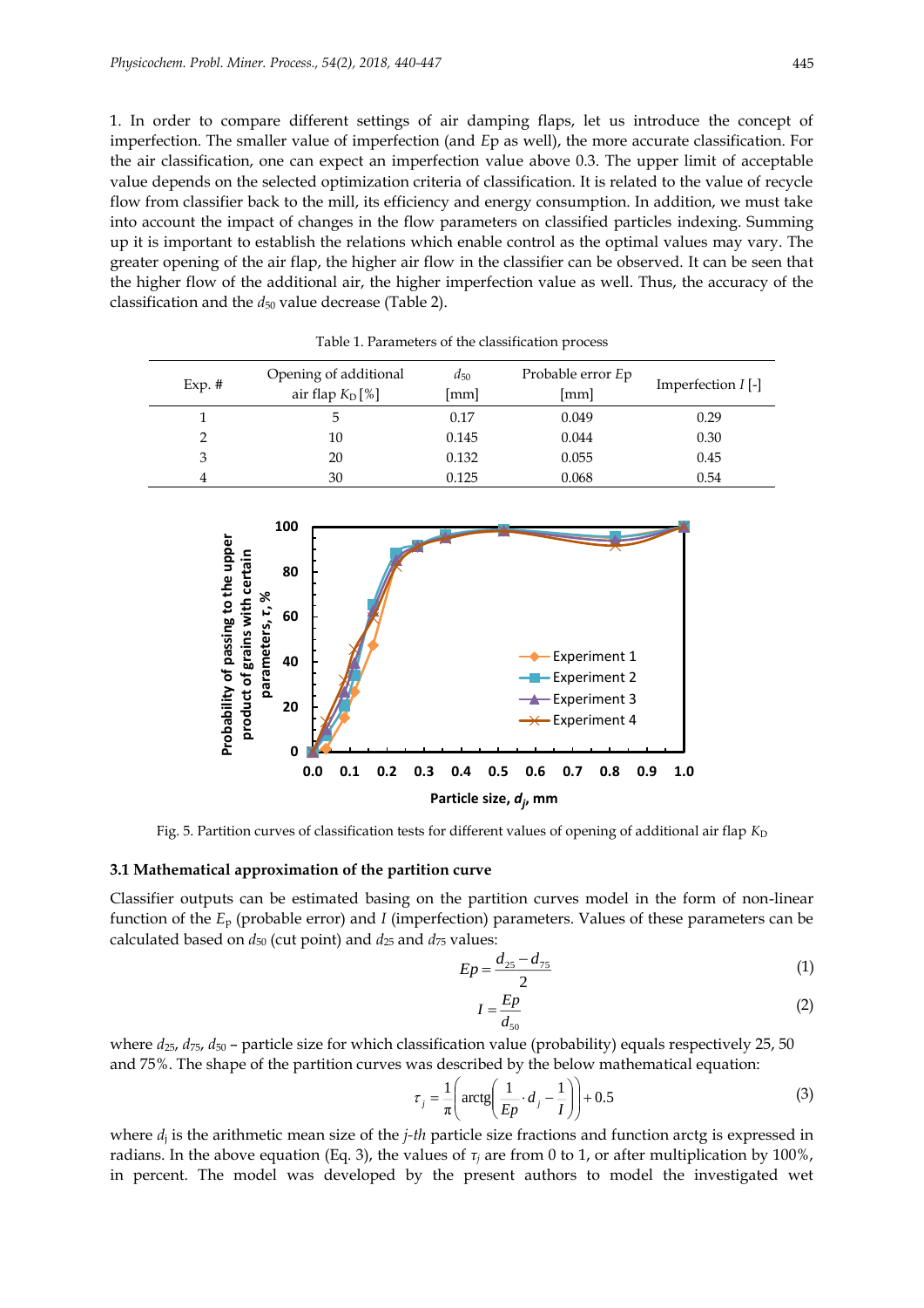1. In order to compare different settings of air damping flaps, let us introduce the concept of imperfection. The smaller value of imperfection (and $Ep$ as well), the more accurate classification. For the air classification, one can expect an imperfection value above 0.3. The upper limit of acceptable value depends on the selected optimization criteria of classification. It is related to the value of recycle flow from classifier back to the mill, its efficiency and energy consumption. In addition, we must take into account the impact of changes in the flow parameters on classified particles indexing. Summing up it is important to establish the relations which enable control as the optimal values may vary. The greater opening of the air flap, the higher air flow in the classifier can be observed. It can be seen that the higher flow of the additional air, the higher imperfection value as well. Thus, the accuracy of the classification and the $d_{50}$ value decrease (Table 2).

Table 1. Parameters of the classification process

| Exp. # | Opening of additional air flap $K_D$ [%] | $d_{50}$ [mm] | Probable error $Ep$ [mm] | Imperfection $I$ [-] |
|---|---|---|---|---|
| 1 | 5 | 0.17 | 0.049 | 0.29 |
| 2 | 10 | 0.145 | 0.044 | 0.30 |
| 3 | 20 | 0.132 | 0.055 | 0.45 |
| 4 | 30 | 0.125 | 0.068 | 0.54 |

Fig. 5. Partition curves of classification tests for different values of opening of additional air flap $K_D$

### 3.1 Mathematical approximation of the partition curve

Classifier outputs can be estimated basing on the partition curves model in the form of non-linear function of the $E_p$ (probable error) and $I$ (imperfection) parameters. Values of these parameters can be calculated based on $d_{50}$ (cut point) and $d_{25}$ and $d_{75}$ values:

$$Ep = \frac{d_{25} - d_{75}}{2} \tag{1}$$

$$I = \frac{Ep}{d_{50}} \tag{2}$$

where $d_{25}$, $d_{75}$, $d_{50}$ – particle size for which classification value (probability) equals respectively 25, 50 and 75%. The shape of the partition curves was described by the below mathematical equation:

$$\tau_j = \frac{1}{\pi}\left(\text{arctg}\left(\frac{1}{Ep} \cdot d_j - \frac{1}{I}\right)\right) + 0.5 \tag{3}$$

where $d_j$ is the arithmetic mean size of the *j-th* particle size fractions and function arctg is expressed in radians. In the above equation (Eq. 3), the values of $\tau_j$ are from 0 to 1, or after multiplication by 100%, in percent. The model was developed by the present authors to model the investigated wet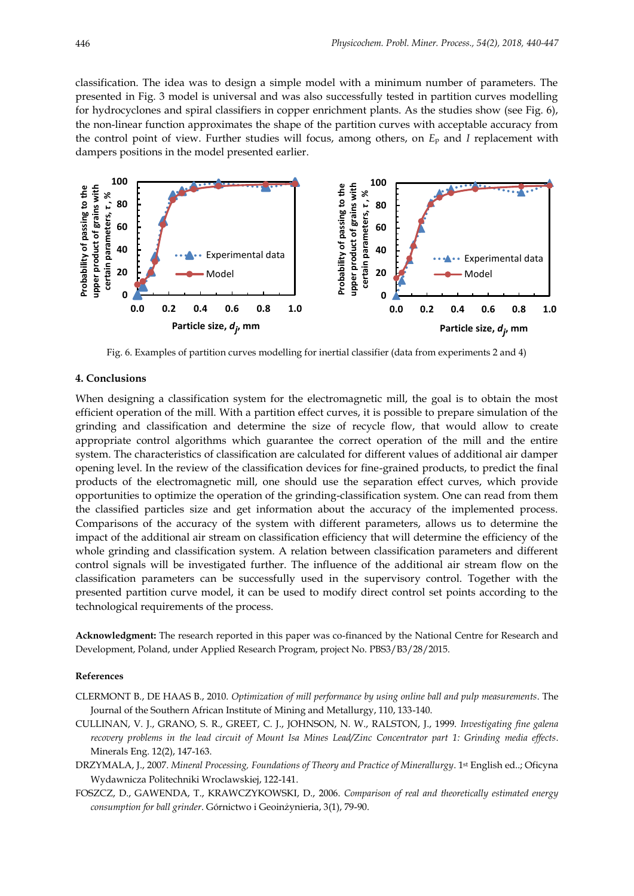classification. The idea was to design a simple model with a minimum number of parameters. The presented in Fig. 3 model is universal and was also successfully tested in partition curves modelling for hydrocyclones and spiral classifiers in copper enrichment plants. As the studies show (see Fig. 6), the non-linear function approximates the shape of the partition curves with acceptable accuracy from the control point of view. Further studies will focus, among others, on $E_p$ and $I$ replacement with dampers positions in the model presented earlier.

Fig. 6. Examples of partition curves modelling for inertial classifier (data from experiments 2 and 4)

## 4. Conclusions

When designing a classification system for the electromagnetic mill, the goal is to obtain the most efficient operation of the mill. With a partition effect curves, it is possible to prepare simulation of the grinding and classification and determine the size of recycle flow, that would allow to create appropriate control algorithms which guarantee the correct operation of the mill and the entire system. The characteristics of classification are calculated for different values of additional air damper opening level. In the review of the classification devices for fine-grained products, to predict the final products of the electromagnetic mill, one should use the separation effect curves, which provide opportunities to optimize the operation of the grinding-classification system. One can read from them the classified particles size and get information about the accuracy of the implemented process. Comparisons of the accuracy of the system with different parameters, allows us to determine the impact of the additional air stream on classification efficiency that will determine the efficiency of the whole grinding and classification system. A relation between classification parameters and different control signals will be investigated further. The influence of the additional air stream flow on the classification parameters can be successfully used in the supervisory control. Together with the presented partition curve model, it can be used to modify direct control set points according to the technological requirements of the process.

**Acknowledgment:** The research reported in this paper was co-financed by the National Centre for Research and Development, Poland, under Applied Research Program, project No. PBS3/B3/28/2015.

### References

CLERMONT B., DE HAAS B., 2010. *Optimization of mill performance by using online ball and pulp measurements*. The Journal of the Southern African Institute of Mining and Metallurgy, 110, 133-140.

CULLINAN, V. J., GRANO, S. R., GREET, C. J., JOHNSON, N. W., RALSTON, J., 1999. *Investigating fine galena recovery problems in the lead circuit of Mount Isa Mines Lead/Zinc Concentrator part 1: Grinding media effects*. Minerals Eng. 12(2), 147-163.

DRZYMALA, J., 2007. *Mineral Processing, Foundations of Theory and Practice of Minerallurgy*. 1st English ed..; Oficyna Wydawnicza Politechniki Wroclawskiej, 122-141.

FOSZCZ, D., GAWENDA, T., KRAWCZYKOWSKI, D., 2006. *Comparison of real and theoretically estimated energy consumption for ball grinder*. Górnictwo i Geoinżynieria, 3(1), 79-90.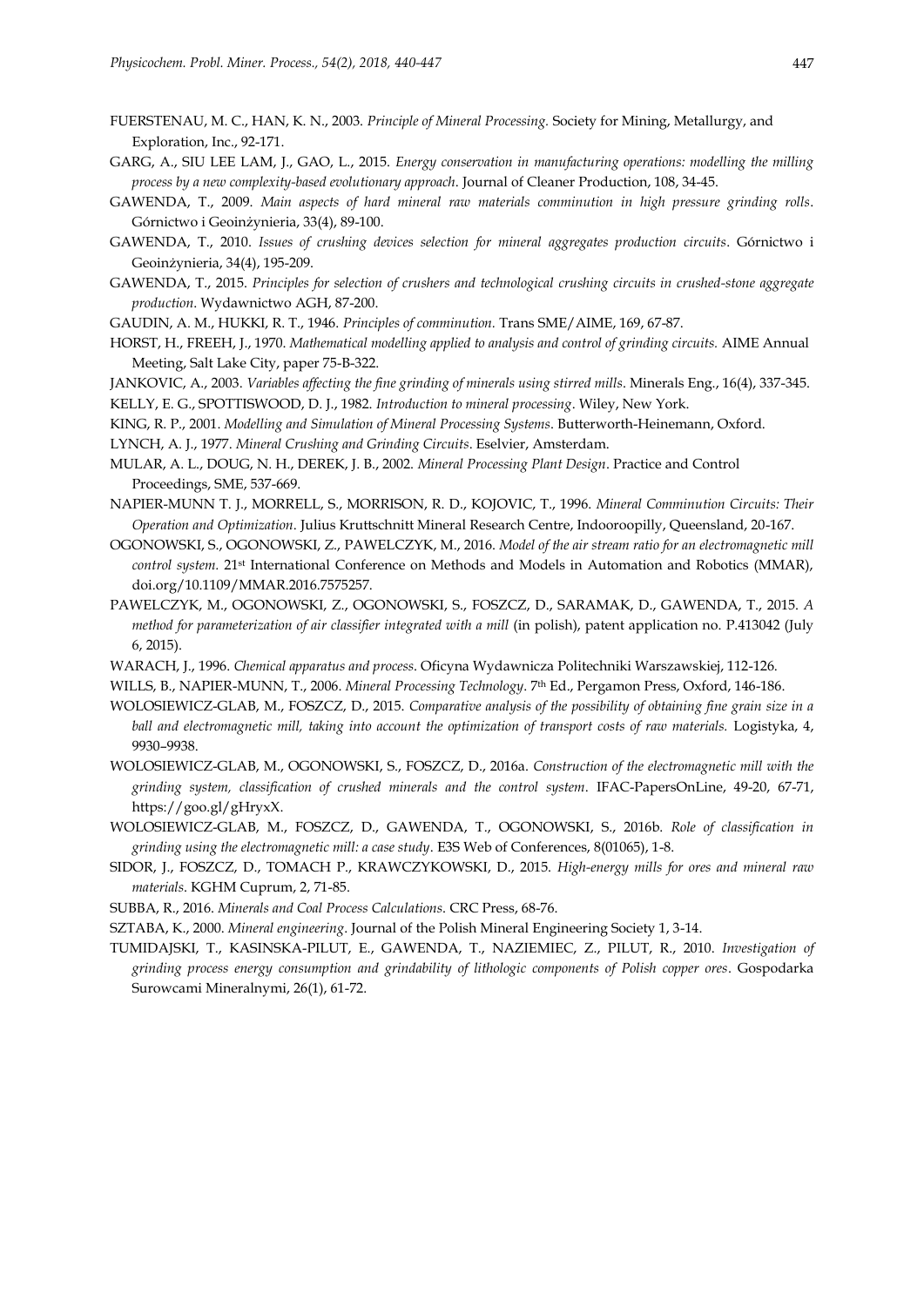FUERSTENAU, M. C., HAN, K. N., 2003. *Principle of Mineral Processing.* Society for Mining, Metallurgy, and Exploration, Inc., 92-171.

GARG, A., SIU LEE LAM, J., GAO, L., 2015. *Energy conservation in manufacturing operations: modelling the milling process by a new complexity-based evolutionary approach*. Journal of Cleaner Production, 108, 34-45.

GAWENDA, T., 2009. *Main aspects of hard mineral raw materials comminution in high pressure grinding rolls*. Górnictwo i Geoinżynieria, 33(4), 89-100.

GAWENDA, T., 2010. *Issues of crushing devices selection for mineral aggregates production circuits*. Górnictwo i Geoinżynieria, 34(4), 195-209.

GAWENDA, T., 2015. *Principles for selection of crushers and technological crushing circuits in crushed-stone aggregate production*. Wydawnictwo AGH, 87-200.

GAUDIN, A. M., HUKKI, R. T., 1946. *Principles of comminution.* Trans SME/AIME, 169, 67-87.

HORST, H., FREEH, J., 1970. *Mathematical modelling applied to analysis and control of grinding circuits.* AIME Annual Meeting, Salt Lake City, paper 75-B-322.

JANKOVIC, A., 2003. *Variables affecting the fine grinding of minerals using stirred mills*. Minerals Eng., 16(4), 337-345.

KELLY, E. G., SPOTTISWOOD, D. J., 1982. *Introduction to mineral processing*. Wiley, New York.

KING, R. P., 2001. *Modelling and Simulation of Mineral Processing Systems*. Butterworth-Heinemann, Oxford.

LYNCH, A. J., 1977. *Mineral Crushing and Grinding Circuits*. Eselvier, Amsterdam.

MULAR, A. L., DOUG, N. H., DEREK, J. B., 2002. *Mineral Processing Plant Design*. Practice and Control Proceedings, SME, 537-669.

NAPIER-MUNN T. J., MORRELL, S., MORRISON, R. D., KOJOVIC, T., 1996. *Mineral Comminution Circuits: Their Operation and Optimization*. Julius Kruttschnitt Mineral Research Centre, Indooroopilly, Queensland, 20-167.

OGONOWSKI, S., OGONOWSKI, Z., PAWELCZYK, M., 2016. *Model of the air stream ratio for an electromagnetic mill control system.* 21st International Conference on Methods and Models in Automation and Robotics (MMAR), doi.org/10.1109/MMAR.2016.7575257.

PAWELCZYK, M., OGONOWSKI, Z., OGONOWSKI, S., FOSZCZ, D., SARAMAK, D., GAWENDA, T., 2015. *A method for parameterization of air classifier integrated with a mill* (in polish), patent application no. P.413042 (July 6, 2015).

WARACH, J., 1996. *Chemical apparatus and process*. Oficyna Wydawnicza Politechniki Warszawskiej, 112-126.

WILLS, B., NAPIER-MUNN, T., 2006. *Mineral Processing Technology*. 7th Ed., Pergamon Press, Oxford, 146-186.

WOLOSIEWICZ-GLAB, M., FOSZCZ, D., 2015. *Comparative analysis of the possibility of obtaining fine grain size in a ball and electromagnetic mill, taking into account the optimization of transport costs of raw materials.* Logistyka, 4, 9930–9938.

WOLOSIEWICZ-GLAB, M., OGONOWSKI, S., FOSZCZ, D., 2016a. *Construction of the electromagnetic mill with the grinding system, classification of crushed minerals and the control system*. IFAC-PapersOnLine, 49-20, 67-71, https://goo.gl/gHryxX.

WOLOSIEWICZ-GLAB, M., FOSZCZ, D., GAWENDA, T., OGONOWSKI, S., 2016b. *Role of classification in grinding using the electromagnetic mill: a case study*. E3S Web of Conferences, 8(01065), 1-8.

SIDOR, J., FOSZCZ, D., TOMACH P., KRAWCZYKOWSKI, D., 2015. *High-energy mills for ores and mineral raw materials*. KGHM Cuprum, 2, 71-85.

SUBBA, R., 2016. *Minerals and Coal Process Calculations*. CRC Press, 68-76.

SZTABA, K., 2000. *Mineral engineering*. Journal of the Polish Mineral Engineering Society 1, 3-14.

TUMIDAJSKI, T., KASINSKA-PILUT, E., GAWENDA, T., NAZIEMIEC, Z., PILUT, R., 2010. *Investigation of grinding process energy consumption and grindability of lithologic components of Polish copper ores*. Gospodarka Surowcami Mineralnymi, 26(1), 61-72.